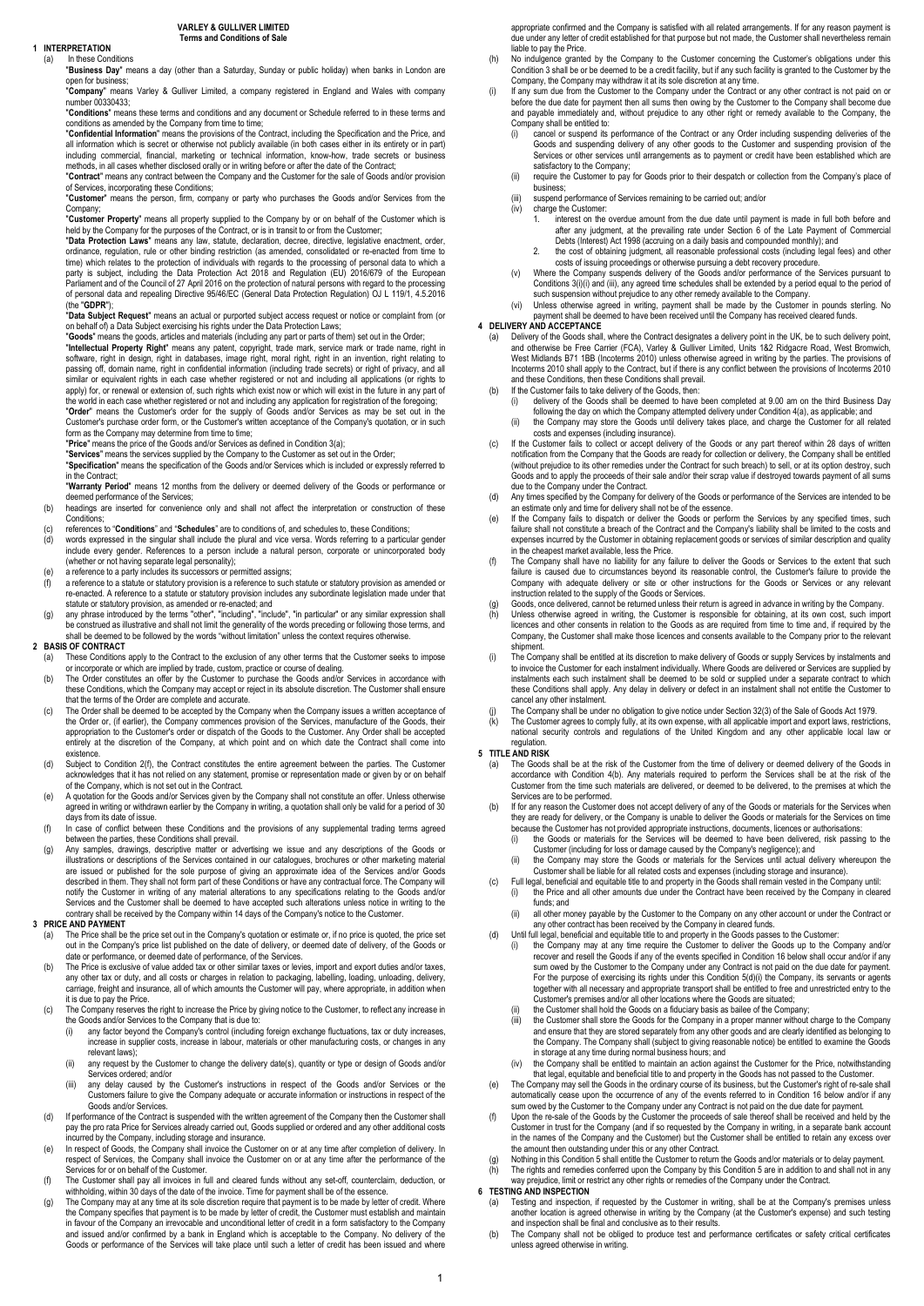# VARLEY & GULLIVER LIMITED
## Terms and Conditions of Sale

### 1 INTERPRETATION

(a) In these Conditions

"**Business Day**" means a day (other than a Saturday, Sunday or public holiday) when banks in London are open for business;

"**Company**" means Varley & Gulliver Limited, a company registered in England and Wales with company number 00330433;

"**Conditions**" means these terms and conditions and any document or Schedule referred to in these terms and conditions as amended by the Company from time to time;

"**Confidential Information**" means the provisions of the Contract, including the Specification and the Price, and all information which is secret or otherwise not publicly available (in both cases either in its entirety or in part) including commercial, financial, marketing or technical information, know-how, trade secrets or business methods, in all cases whether disclosed orally or in writing before or after the date of the Contract;

"**Contract**" means any contract between the Company and the Customer for the sale of Goods and/or provision of Services, incorporating these Conditions;

"**Customer**" means the person, firm, company or party who purchases the Goods and/or Services from the Company;

"**Customer Property**" means all property supplied to the Company by or on behalf of the Customer which is held by the Company for the purposes of the Contract, or is in transit to or from the Customer;

"**Data Protection Laws**" means any law, statute, declaration, decree, directive, legislative enactment, order, ordinance, regulation, rule or other binding restriction (as amended, consolidated or re-enacted from time to time) which relates to the protection of individuals with regards to the processing of personal data to which a party is subject, including the Data Protection Act 2018 and Regulation (EU) 2016/679 of the European Parliament and of the Council of 27 April 2016 on the protection of natural persons with regard to the processing of personal data and repealing Directive 95/46/EC (General Data Protection Regulation) OJ L 119/1, 4.5.2016 (the "**GDPR**");

"**Data Subject Request**" means an actual or purported subject access request or notice or complaint from (or on behalf of) a Data Subject exercising his rights under the Data Protection Laws;

"**Goods**" means the goods, articles and materials (including any part or parts of them) set out in the Order;

"**Intellectual Property Right**" means any patent, copyright, trade mark, service mark or trade name, right in software, right in design, right in databases, image right, moral right, right in an invention, right relating to passing off, domain name, right in confidential information (including trade secrets) or right of privacy, and all similar or equivalent rights in each case whether registered or not and including all applications (or rights to apply) for, or renewal or extension of, such rights which exist now or which will exist in the future in any part of the world in each case whether registered or not and including any application for registration of the foregoing;

"**Order**" means the Customer's order for the supply of Goods and/or Services as may be set out in the Customer's purchase order form, or the Customer's written acceptance of the Company's quotation, or in such form as the Company may determine from time to time;

"**Price**" means the price of the Goods and/or Services as defined in Condition 3(a);

"**Services**" means the services supplied by the Company to the Customer as set out in the Order;

"**Specification**" means the specification of the Goods and/or Services which is included or expressly referred to in the Contract;

"**Warranty Period**" means 12 months from the delivery or deemed delivery of the Goods or performance or deemed performance of the Services;

(b) headings are inserted for convenience only and shall not affect the interpretation or construction of these Conditions;

(c) references to "**Conditions**" and "**Schedules**" are to conditions of, and schedules to, these Conditions;

(d) words expressed in the singular shall include the plural and vice versa. Words referring to a particular gender include every gender. References to a person include a natural person, corporate or unincorporated body (whether or not having separate legal personality);

(e) a reference to a party includes its successors or permitted assigns;

(f) a reference to a statute or statutory provision is a reference to such statute or statutory provision as amended or re-enacted. A reference to a statute or statutory provision includes any subordinate legislation made under that statute or statutory provision, as amended or re-enacted; and

(g) any phrase introduced by the terms "other", "including", "include", "in particular" or any similar expression shall be construed as illustrative and shall not limit the generality of the words preceding or following those terms, and shall be deemed to be followed by the words "without limitation" unless the context requires otherwise.

### 2 BASIS OF CONTRACT

(a) These Conditions apply to the Contract to the exclusion of any other terms that the Customer seeks to impose or incorporate or which are implied by trade, custom, practice or course of dealing.

(b) The Order constitutes an offer by the Customer to purchase the Goods and/or Services in accordance with these Conditions, which the Company may accept or reject in its absolute discretion. The Customer shall ensure that the terms of the Order are complete and accurate.

(c) The Order shall be deemed to be accepted by the Company when the Company issues a written acceptance of the Order or, (if earlier), the Company commences provision of the Services, manufacture of the Goods, their appropriation to the Customer's order or dispatch of the Goods to the Customer. Any Order shall be accepted entirely at the discretion of the Company, at which point and on which date the Contract shall come into existence.

(d) Subject to Condition 2(f), the Contract constitutes the entire agreement between the parties. The Customer acknowledges that it has not relied on any statement, promise or representation made or given by or on behalf of the Company, which is not set out in the Contract.

(e) A quotation for the Goods and/or Services given by the Company shall not constitute an offer. Unless otherwise agreed in writing or withdrawn earlier by the Company in writing, a quotation shall only be valid for a period of 30 days from its date of issue.

(f) In case of conflict between these Conditions and the provisions of any supplemental trading terms agreed between the parties, these Conditions shall prevail.

(g) Any samples, drawings, descriptive matter or advertising we issue and any descriptions of the Goods or illustrations or descriptions of the Services contained in our catalogues, brochures or other marketing material are issued or published for the sole purpose of giving an approximate idea of the Services and/or Goods described in them. They shall not form part of these Conditions or have any contractual force. The Company will notify the Customer in writing of any material alterations to any specifications relating to the Goods and/or Services and the Customer shall be deemed to have accepted such alterations unless notice in writing to the contrary shall be received by the Company within 14 days of the Company's notice to the Customer.

### 3 PRICE AND PAYMENT

(a) The Price shall be the price set out in the Company's quotation or estimate or, if no price is quoted, the price set out in the Company's price list published on the date of delivery, or deemed date of delivery, of the Goods or date or performance, or deemed date of performance, of the Services.

(b) The Price is exclusive of value added tax or other similar taxes or levies, import and export duties and/or taxes, any other tax or duty, and all costs or charges in relation to packaging, labelling, loading, unloading, delivery, carriage, freight and insurance, all of which amounts the Customer will pay, where appropriate, in addition when it is due to pay the Price.

(c) The Company reserves the right to increase the Price by giving notice to the Customer, to reflect any increase in the Goods and/or Services to the Company that is due to:

(i) any factor beyond the Company's control (including foreign exchange fluctuations, tax or duty increases, increase in supplier costs, increase in labour, materials or other manufacturing costs, or changes in any relevant laws);

(ii) any request by the Customer to change the delivery date(s), quantity or type or design of Goods and/or Services ordered; and/or

(iii) any delay caused by the Customer's instructions in respect of the Goods and/or Services or the Customers failure to give the Company adequate or accurate information or instructions in respect of the Goods and/or Services.

(d) If performance of the Contract is suspended with the written agreement of the Company then the Customer shall pay the pro rata Price for Services already carried out, Goods supplied or ordered and any other additional costs incurred by the Company, including storage and insurance.

(e) In respect of Goods, the Company shall invoice the Customer on or at any time after completion of delivery. In respect of Services, the Company shall invoice the Customer on or at any time after the performance of the Services for or on behalf of the Customer.

(f) The Customer shall pay all invoices in full and cleared funds without any set-off, counterclaim, deduction, or withholding, within 30 days of the date of the invoice. Time for payment shall be of the essence.

(g) The Company may at any time at its sole discretion require that payment is to be made by letter of credit. Where the Company specifies that payment is to be made by letter of credit, the Customer must establish and maintain in favour of the Company an irrevocable and unconditional letter of credit in a form satisfactory to the Company and issued and/or confirmed by a bank in England which is acceptable to the Company. No delivery of the Goods or performance of the Services will take place until such a letter of credit has been issued and where appropriate confirmed and the Company is satisfied with all related arrangements. If for any reason payment is due under any letter of credit established for that purpose but not made, the Customer shall nevertheless remain liable to pay the Price.

(h) No indulgence granted by the Company to the Customer concerning the Customer's obligations under this Condition 3 shall be or be deemed to be a credit facility, but if any such facility is granted to the Customer by the Company, the Company may withdraw it at its sole discretion at any time.

(i) If any sum due from the Customer to the Company under the Contract or any other contract is not paid on or before the due date for payment then all sums then owing by the Customer to the Company shall become due and payable immediately and, without prejudice to any other right or remedy available to the Company, the Company shall be entitled to:

(i) cancel or suspend its performance of the Contract or any Order including suspending deliveries of the Goods and suspending delivery of any other goods to the Customer and suspending provision of the Services or other services until arrangements as to payment or credit have been established which are satisfactory to the Company;

(ii) require the Customer to pay for Goods prior to their despatch or collection from the Company's place of business;

(iii) suspend performance of Services remaining to be carried out; and/or

(iv) charge the Customer:

1. interest on the overdue amount from the due date until payment is made in full both before and after any judgment, at the prevailing rate under Section 6 of the Late Payment of Commercial Debts (Interest) Act 1998 (accruing on a daily basis and compounded monthly); and
2. the cost of obtaining judgment, all reasonable professional costs (including legal fees) and other costs of issuing proceedings or otherwise pursuing a debt recovery procedure.

(v) Where the Company suspends delivery of the Goods and/or performance of the Services pursuant to Conditions 3(i)(i) and (iii), any agreed time schedules shall be extended by a period equal to the period of such suspension without prejudice to any other remedy available to the Company.

(vi) Unless otherwise agreed in writing, payment shall be made by the Customer in pounds sterling. No payment shall be deemed to have been received until the Company has received cleared funds.

### 4 DELIVERY AND ACCEPTANCE

(a) Delivery of the Goods shall, where the Contract designates a delivery point in the UK, be to such delivery point, and otherwise be Free Carrier (FCA), Varley & Gulliver Limited, Units 1&2 Ridgacre Road, West Bromwich, West Midlands B71 1BB (Incoterms 2010) unless otherwise agreed in writing by the parties. The provisions of Incoterms 2010 shall apply to the Contract, but if there is any conflict between the provisions of Incoterms 2010 and these Conditions, then these Conditions shall prevail.

(b) If the Customer fails to take delivery of the Goods, then:

(i) delivery of the Goods shall be deemed to have been completed at 9.00 am on the third Business Day following the day on which the Company attempted delivery under Condition 4(a), as applicable; and

(ii) the Company may store the Goods until delivery takes place, and charge the Customer for all related costs and expenses (including insurance).

(c) If the Customer fails to collect or accept delivery of the Goods or any part thereof within 28 days of written notification from the Company that the Goods are ready for collection or delivery, the Company shall be entitled (without prejudice to its other remedies under the Contract for such breach) to sell, or at its option destroy, such Goods and to apply the proceeds of their sale and/or their scrap value if destroyed towards payment of all sums due to the Company under the Contract.

(d) Any times specified by the Company for delivery of the Goods or performance of the Services are intended to be an estimate only and time for delivery shall not be of the essence.

(e) If the Company fails to dispatch or deliver the Goods or perform the Services by any specified times, such failure shall not constitute a breach of the Contract and the Company's liability shall be limited to the costs and expenses incurred by the Customer in obtaining replacement goods or services of similar description and quality in the cheapest market available, less the Price.

(f) The Company shall have no liability for any failure to deliver the Goods or Services to the extent that such failure is caused due to circumstances beyond its reasonable control, the Customer's failure to provide the Company with adequate delivery or site or other instructions for the Goods or Services or any relevant instruction related to the supply of the Goods or Services.

(g) Goods, once delivered, cannot be returned unless their return is agreed in advance in writing by the Company.

(h) Unless otherwise agreed in writing, the Customer is responsible for obtaining, at its own cost, such import licences and other consents in relation to the Goods as are required from time to time, and, if required by the Company, the Customer shall make those licences and consents available to the Company prior to the relevant shipment.

(i) The Company shall be entitled at its discretion to make delivery of Goods or supply Services by instalments and to invoice the Customer for each instalment individually. Where Goods are delivered or Services are supplied by instalments each such instalment shall be deemed to be sold or supplied under a separate contract to which these Conditions shall apply. Any delay in delivery or defect in an instalment shall not entitle the Customer to cancel any other instalment.

(j) The Company shall be under no obligation to give notice under Section 32(3) of the Sale of Goods Act 1979.

(k) The Customer agrees to comply fully, at its own expense, with all applicable import and export laws, restrictions, national security controls and regulations of the United Kingdom and any other applicable local law or regulation.

### 5 TITLE AND RISK

(a) The Goods shall be at the risk of the Customer from the time of delivery or deemed delivery of the Goods in accordance with Condition 4(b). Any materials required to perform the Services shall be at the risk of the Customer from the time such materials are delivered, or deemed to be delivered, to the premises at which the Services are to be performed.

(b) If for any reason the Customer does not accept delivery of any of the Goods or materials for the Services when they are ready for delivery, or the Company is unable to deliver the Goods or materials for the Services on time because the Customer has not provided appropriate instructions, documents, licences or authorisations:

(i) the Goods or materials for the Services will be deemed to have been delivered, risk passing to the Customer (including for loss or damage caused by the Company's negligence); and

(ii) the Company may store the Goods or materials for the Services until actual delivery whereupon the Customer shall be liable for all related costs and expenses (including storage and insurance).

(c) Full legal, beneficial and equitable title to and property in the Goods shall remain vested in the Company until:

(i) the Price and all other amounts due under the Contract have been received by the Company in cleared funds; and

(ii) all other money payable by the Customer to the Company on any other account or under the Contract or any other contract has been received by the Company in cleared funds.

(d) Until full legal, beneficial and equitable title to and property in the Goods passes to the Customer:

(i) the Company may at any time require the Customer to deliver the Goods up to the Company and/or recover and resell the Goods if any of the events specified in Condition 16 below shall occur and/or if any sum owed by the Customer to the Company under any Contract is not paid on the due date for payment. For the purpose of exercising its rights under this Condition 5(d)(i) the Company, its servants or agents together with all necessary and appropriate transport shall be entitled to free and unrestricted entry to the Customer's premises and/or all other locations where the Goods are situated;

(ii) the Customer shall hold the Goods on a fiduciary basis as bailee of the Company;

(iii) the Customer shall store the Goods for the Company in a proper manner without charge to the Company and ensure that they are stored separately from any other goods and are clearly identified as belonging to the Company. The Company shall (subject to giving reasonable notice) be entitled to examine the Goods in storage at any time during normal business hours; and

(iv) the Company shall be entitled to maintain an action against the Customer for the Price, notwithstanding that legal, equitable and beneficial title to and property in the Goods has not passed to the Customer.

(e) The Company may sell the Goods in the ordinary course of its business, but the Customer's right of re-sale shall automatically cease upon the occurrence of any of the events referred to in Condition 16 below and/or if any sum owed by the Customer to the Company under any Contract is not paid on the due date for payment.

(f) Upon the re-sale of the Goods by the Customer the proceeds of sale thereof shall be received and held by the Customer in trust for the Company (and if so requested by the Company in writing, in a separate bank account in the names of the Company and the Customer) but the Customer shall be entitled to retain any excess over the amount then outstanding under this or any other Contract.

(g) Nothing in this Condition 5 shall entitle the Customer to return the Goods and/or materials or to delay payment.

(h) The rights and remedies conferred upon the Company by this Condition 5 are in addition to and shall not in any way prejudice, limit or restrict any other rights or remedies of the Company under the Contract.

### 6 TESTING AND INSPECTION

(a) Testing and inspection, if requested by the Customer in writing, shall be at the Company's premises unless another location is agreed otherwise in writing by the Company (at the Customer's expense) and such testing and inspection shall be final and conclusive as to their results.

(b) The Company shall not be obliged to produce test and performance certificates or safety critical certificates unless agreed otherwise in writing.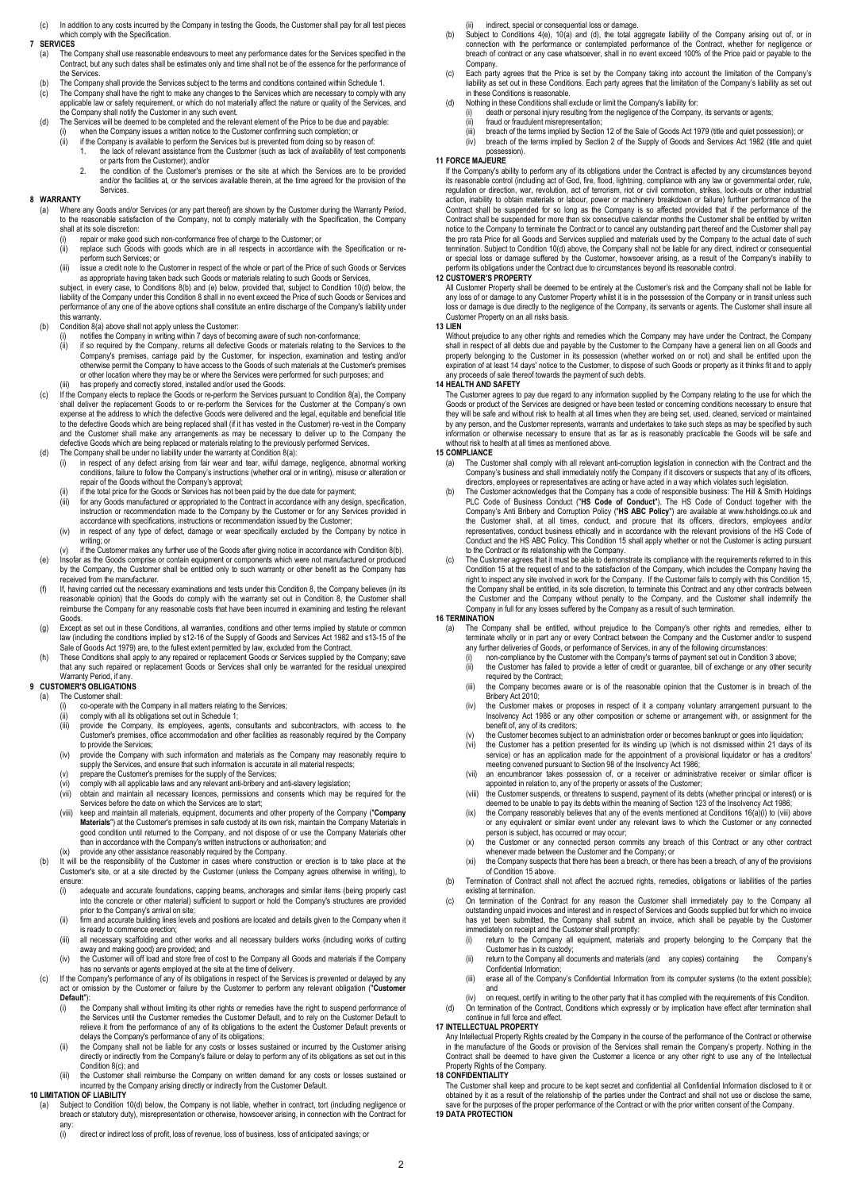(c) In addition to any costs incurred by the Company in testing the Goods, the Customer shall pay for all test pieces which comply with the Specification.

**7 SERVICES**

(a) The Company shall use reasonable endeavours to meet any performance dates for the Services specified in the Contract, but any such dates shall be estimates only and time shall not be of the essence for the performance of the Services.

(b) The Company shall provide the Services subject to the terms and conditions contained within Schedule 1.

(c) The Company shall have the right to make any changes to the Services which are necessary to comply with any applicable law or safety requirement, or which do not materially affect the nature or quality of the Services, and the Company shall notify the Customer in any such event.

(d) The Services will be deemed to be completed and the relevant element of the Price to be due and payable:

(i) when the Company issues a written notice to the Customer confirming such completion; or

(ii) if the Company is available to perform the Services but is prevented from doing so by reason of:

1. the lack of relevant assistance from the Customer (such as lack of availability of test components or parts from the Customer); and/or
2. the condition of the Customer's premises or the site at which the Services are to be provided and/or the facilities at, or the services available therein, at the time agreed for the provision of the Services.

**8 WARRANTY**

(a) Where any Goods and/or Services (or any part thereof) are shown by the Customer during the Warranty Period, to the reasonable satisfaction of the Company, not to comply materially with the Specification, the Company shall at its sole discretion:

(i) repair or make good such non-conformance free of charge to the Customer; or

(ii) replace such Goods with goods which are in all respects in accordance with the Specification or re-perform such Services; or

(iii) issue a credit note to the Customer in respect of the whole or part of the Price of such Goods or Services as appropriate having taken back such Goods or materials relating to such Goods or Services,

subject, in every case, to Conditions 8(b) and (e) below, provided that, subject to Condition 10(d) below, the liability of the Company under this Condition 8 shall in no event exceed the Price of such Goods or Services and performance of any one of the above options shall constitute an entire discharge of the Company's liability under this warranty.

(b) Condition 8(a) above shall not apply unless the Customer:

(i) notifies the Company in writing within 7 days of becoming aware of such non-conformance;

(ii) if so required by the Company, returns all defective Goods or materials relating to the Services to the Company's premises, carriage paid by the Customer, for inspection, examination and testing and/or otherwise permit the Company to have access to the Goods of such materials at the Customer's premises or other location where they may be or where the Services were performed for such purposes; and

(iii) has properly and correctly stored, installed and/or used the Goods.

(c) If the Company elects to replace the Goods or re-perform the Services pursuant to Condition 8(a), the Company shall deliver the replacement Goods to or re-perform the Services for the Customer at the Company's own expense at the address to which the defective Goods were delivered and the legal, equitable and beneficial title to the defective Goods which are being replaced shall (if it has vested in the Customer) re-vest in the Company and the Customer shall make any arrangements as may be necessary to deliver up to the Company the defective Goods which are being replaced or materials relating to the previously performed Services.

(d) The Company shall be under no liability under the warranty at Condition 8(a):

(i) in respect of any defect arising from fair wear and tear, wilful damage, negligence, abnormal working conditions, failure to follow the Company's instructions (whether oral or in writing), misuse or alteration or repair of the Goods without the Company's approval;

(ii) if the total price for the Goods or Services has not been paid by the due date for payment;

(iii) for any Goods manufactured or appropriated to the Contract in accordance with any design, specification, instruction or recommendation made to the Company by the Customer or for any Services provided in accordance with specifications, instructions or recommendation issued by the Customer;

(iv) in respect of any type of defect, damage or wear specifically excluded by the Company by notice in writing; or

(v) if the Customer makes any further use of the Goods after giving notice in accordance with Condition 8(b).

(e) Insofar as the Goods comprise or contain equipment or components which were not manufactured or produced by the Company, the Customer shall be entitled only to such warranty or other benefit as the Company has received from the manufacturer.

(f) If, having carried out the necessary examinations and tests under this Condition 8, the Company believes (in its reasonable opinion) that the Goods do comply with the warranty set out in Condition 8, the Customer shall reimburse the Company for any reasonable costs that have been incurred in examining and testing the relevant Goods.

(g) Except as set out in these Conditions, all warranties, conditions and other terms implied by statute or common law (including the conditions implied by s12-16 of the Supply of Goods and Services Act 1982 and s13-15 of the Sale of Goods Act 1979) are, to the fullest extent permitted by law, excluded from the Contract.

(h) These Conditions shall apply to any repaired or replacement Goods or Services supplied by the Company; save that any such repaired or replacement Goods or Services shall only be warranted for the residual unexpired Warranty Period, if any.

**9 CUSTOMER'S OBLIGATIONS**

(a) The Customer shall:

(i) co-operate with the Company in all matters relating to the Services;

(ii) comply with all its obligations set out in Schedule 1;

(iii) provide the Company, its employees, agents, consultants and subcontractors, with access to the Customer's premises, office accommodation and other facilities as reasonably required by the Company to provide the Services;

(iv) provide the Company with such information and materials as the Company may reasonably require to supply the Services, and ensure that such information is accurate in all material respects;

(v) prepare the Customer's premises for the supply of the Services;

(vi) comply with all applicable laws and any relevant anti-bribery and anti-slavery legislation;

(vii) obtain and maintain all necessary licences, permissions and consents which may be required for the Services before the date on which the Services are to start;

(viii) keep and maintain all materials, equipment, documents and other property of the Company ("**Company Materials**") at the Customer's premises in safe custody at its own risk, maintain the Company Materials in good condition until returned to the Company, and not dispose of or use the Company Materials other than in accordance with the Company's written instructions or authorisation; and

(ix) provide any other assistance reasonably required by the Company.

(b) It will be the responsibility of the Customer in cases where construction or erection is to take place at the Customer's site, or at a site directed by the Customer (unless the Company agrees otherwise in writing), to ensure:

(i) adequate and accurate foundations, capping beams, anchorages and similar items (being properly cast into the concrete or other material) sufficient to support or hold the Company's structures are provided prior to the Company's arrival on site;

(ii) firm and accurate building lines levels and positions are located and details given to the Company when it is ready to commence erection;

(iii) all necessary scaffolding and other works and all necessary builders works (including works of cutting away and making good) are provided; and

(iv) the Customer will off load and store free of cost to the Company all Goods and materials if the Company has no servants or agents employed at the site at the time of delivery.

(c) If the Company's performance of any of its obligations in respect of the Services is prevented or delayed by any act or omission by the Customer or failure by the Customer to perform any relevant obligation ("**Customer Default**"):

(i) the Company shall without limiting its other rights or remedies have the right to suspend performance of the Services until the Customer remedies the Customer Default, and to rely on the Customer Default to relieve it from the performance of any of its obligations to the extent the Customer Default prevents or delays the Company's performance of any of its obligations;

(ii) the Company shall not be liable for any costs or losses sustained or incurred by the Customer arising directly or indirectly from the Company's failure or delay to perform any of its obligations as set out in this Condition 8(c); and

(iii) the Customer shall reimburse the Company on written demand for any costs or losses sustained or incurred by the Company arising directly or indirectly from the Customer Default.

**10 LIMITATION OF LIABILITY**

(a) Subject to Condition 10(d) below, the Company is not liable, whether in contract, tort (including negligence or breach or statutory duty), misrepresentation or otherwise, howsoever arising, in connection with the Contract for any:

(i) direct or indirect loss of profit, loss of revenue, loss of business, loss of anticipated savings; or

(ii) indirect, special or consequential loss or damage.

(b) Subject to Conditions 4(e), 10(a) and (d), the total aggregate liability of the Company arising out of, or in connection with the performance or contemplated performance of the Contract, whether for negligence or breach of contract or any case whatsoever, shall in no event exceed 100% of the Price paid or payable to the Company.

(c) Each party agrees that the Price is set by the Company taking into account the limitation of the Company's liability as set out in these Conditions. Each party agrees that the limitation of the Company's liability as set out in these Conditions is reasonable.

(d) Nothing in these Conditions shall exclude or limit the Company's liability for:

(i) death or personal injury resulting from the negligence of the Company, its servants or agents;

(ii) fraud or fraudulent misrepresentation;

(iii) breach of the terms implied by Section 12 of the Sale of Goods Act 1979 (title and quiet possession); or

(iv) breach of the terms implied by Section 2 of the Supply of Goods and Services Act 1982 (title and quiet possession).

**11 FORCE MAJEURE**

If the Company's ability to perform any of its obligations under the Contract is affected by any circumstances beyond its reasonable control (including act of God, fire, flood, lightning, compliance with any law or governmental order, rule, regulation or direction, war, revolution, act of terrorism, riot or civil commotion, strikes, lock-outs or other industrial action, inability to obtain materials or labour, power or machinery breakdown or failure) further performance of the Contract shall be suspended for so long as the Company is so affected provided that if the performance of the Contract shall be suspended for more than six consecutive calendar months the Customer shall be entitled by written notice to the Company to terminate the Contract or to cancel any outstanding part thereof and the Customer shall pay the pro rata Price for all Goods and Services supplied and materials used by the Company to the actual date of such termination. Subject to Condition 10(d) above, the Company shall not be liable for any direct, indirect or consequential or special loss or damage suffered by the Customer, howsoever arising, as a result of the Company's inability to perform its obligations under the Contract due to circumstances beyond its reasonable control.

**12 CUSTOMER'S PROPERTY**

All Customer Property shall be deemed to be entirely at the Customer's risk and the Company shall not be liable for any loss of or damage to any Customer Property whilst it is in the possession of the Company or in transit unless such loss or damage is due directly to the negligence of the Company, its servants or agents. The Customer shall insure all Customer Property on an all risks basis.

**13 LIEN**

Without prejudice to any other rights and remedies which the Company may have under the Contract, the Company shall in respect of all debts due and payable by the Customer to the Company have a general lien on all Goods and property belonging to the Customer in its possession (whether worked on or not) and shall be entitled upon the expiration of at least 14 days' notice to the Customer, to dispose of such Goods or property as it thinks fit and to apply any proceeds of sale thereof towards the payment of such debts.

**14 HEALTH AND SAFETY**

The Customer agrees to pay due regard to any information supplied by the Company relating to the use for which the Goods or product of the Services are designed or have been tested or concerning conditions necessary to ensure that they will be safe and without risk to health at all times when they are being set, used, cleaned, serviced or maintained by any person, and the Customer represents, warrants and undertakes to take such steps as may be specified by such information or otherwise necessary to ensure that as far as is reasonably practicable the Goods will be safe and without risk to health at all times as mentioned above.

**15 COMPLIANCE**

(a) The Customer shall comply with all relevant anti-corruption legislation in connection with the Contract and the Company's business and shall immediately notify the Company if it discovers or suspects that any of its officers, directors, employees or representatives are acting or have acted in a way which violates such legislation.

(b) The Customer acknowledges that the Company has a code of responsible business: The Hill & Smith Holdings PLC Code of Business Conduct ("**HS Code of Conduct**"). The HS Code of Conduct together with the Company's Anti Bribery and Corruption Policy ("**HS ABC Policy**") are available at www.hsholdings.co.uk and the Customer shall, at all times, conduct, and procure that its officers, directors, employees and/or representatives, conduct business ethically and in accordance with the relevant provisions of the HS Code of Conduct and the HS ABC Policy. This Condition 15 shall apply whether or not the Customer is acting pursuant to the Contract or its relationship with the Company.

(c) The Customer agrees that it must be able to demonstrate its compliance with the requirements referred to in this Condition 15 at the request of and to the satisfaction of the Company, which includes the Company having the right to inspect any site involved in work for the Company. If the Customer fails to comply with this Condition 15, the Company shall be entitled, in its sole discretion, to terminate this Contract and any other contracts between the Customer and the Company without penalty to the Company, and the Customer shall indemnify the Company in full for any losses suffered by the Company as a result of such termination.

**16 TERMINATION**

(a) The Company shall be entitled, without prejudice to the Company's other rights and remedies, either to terminate wholly or in part any or every Contract between the Company and the Customer and/or to suspend any further deliveries of Goods, or performance of Services, in any of the following circumstances:

(i) non-compliance by the Customer with the Company's terms of payment set out in Condition 3 above;

(ii) the Customer has failed to provide a letter of credit or guarantee, bill of exchange or any other security required by the Contract;

(iii) the Company becomes aware or is of the reasonable opinion that the Customer is in breach of the Bribery Act 2010;

(iv) the Customer makes or proposes in respect of it a company voluntary arrangement pursuant to the Insolvency Act 1986 or any other composition or scheme or arrangement with, or assignment for the benefit of, any of its creditors;

(v) the Customer becomes subject to an administration order or becomes bankrupt or goes into liquidation;

(vi) the Customer has a petition presented for its winding up (which is not dismissed within 21 days of its service) or has an application made for the appointment of a provisional liquidator or has a creditors' meeting convened pursuant to Section 98 of the Insolvency Act 1986;

(vii) an encumbrancer takes possession of, or a receiver or administrative receiver or similar officer is appointed in relation to, any of the property or assets of the Customer;

(viii) the Customer suspends, or threatens to suspend, payment of its debts (whether principal or interest) or is deemed to be unable to pay its debts within the meaning of Section 123 of the Insolvency Act 1986;

(ix) the Company reasonably believes that any of the events mentioned at Conditions 16(a)(i) to (viii) above or any equivalent or similar event under any relevant laws to which the Customer or any connected person is subject, has occurred or may occur;

(x) the Customer or any connected person commits any breach of this Contract or any other contract whenever made between the Customer and the Company; or

(xi) the Company suspects that there has been a breach, or there has been a breach, of any of the provisions of Condition 15 above.

(b) Termination of Contract shall not affect the accrued rights, remedies, obligations or liabilities of the parties existing at termination.

(c) On termination of the Contract for any reason the Customer shall immediately pay to the Company all outstanding unpaid invoices and interest and in respect of Services and Goods supplied but for which no invoice has yet been submitted, the Company shall submit an invoice, which shall be payable by the Customer immediately on receipt and the Customer shall promptly:

(i) return to the Company all equipment, materials and property belonging to the Company that the Customer has in its custody;

(ii) return to the Company all documents and materials (and any copies) containing the Company's Confidential Information;

(iii) erase all of the Company's Confidential Information from its computer systems (to the extent possible); and

(iv) on request, certify in writing to the other party that it has complied with the requirements of this Condition.

(d) On termination of the Contract, Conditions which expressly or by implication have effect after termination shall continue in full force and effect.

**17 INTELLECTUAL PROPERTY**

Any Intellectual Property Rights created by the Company in the course of the performance of the Contract or otherwise in the manufacture of the Goods or provision of the Services shall remain the Company's property. Nothing in the Contract shall be deemed to have given the Customer a licence or any other right to use any of the Intellectual Property Rights of the Company.

**18 CONFIDENTIALITY**

The Customer shall keep and procure to be kept secret and confidential all Confidential Information disclosed to it or obtained by it as a result of the relationship of the parties under the Contract and shall not use or disclose the same, save for the purposes of the proper performance of the Contract or with the prior written consent of the Company.

**19 DATA PROTECTION**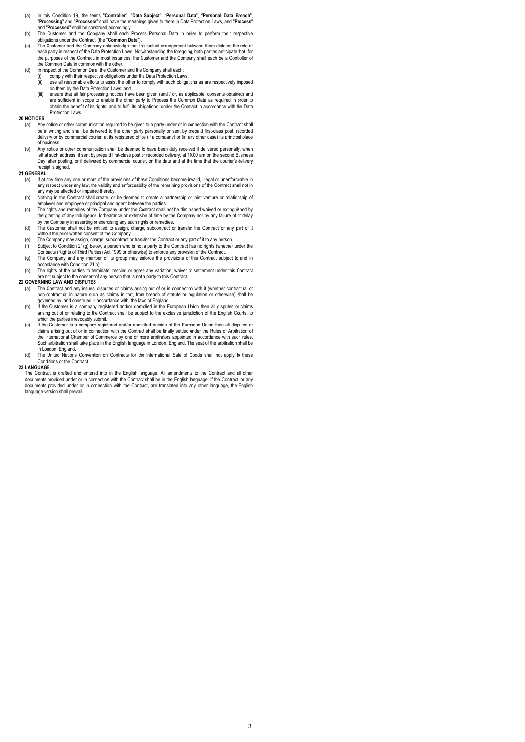(a) In this Condition 19, the terms "**Controller**", "**Data Subject**", "**Personal Data**", "**Personal Data Breach**", "**Processing**" and "**Processor**" shall have the meanings given to them in Data Protection Laws, and "**Process**" and "**Processed**" shall be construed accordingly.

(b) The Customer and the Company shall each Process Personal Data in order to perform their respective obligations under the Contract. (the "**Common Data**").

(c) The Customer and the Company acknowledge that the factual arrangement between them dictates the role of each party in respect of the Data Protection Laws. Notwithstanding the foregoing, both parties anticipate that, for the purposes of the Contract, in most instances, the Customer and the Company shall each be a Controller of the Common Data in common with the other.

(d) In respect of the Common Data, the Customer and the Company shall each:

(i) comply with their respective obligations under the Data Protection Laws;

(ii) use all reasonable efforts to assist the other to comply with such obligations as are respectively imposed on them by the Data Protection Laws; and

(iii) ensure that all fair processing notices have been given (and / or, as applicable, consents obtained) and are sufficient in scope to enable the other party to Process the Common Data as required in order to obtain the benefit of its rights, and to fulfil its obligations, under the Contract in accordance with the Data Protection Laws.

**20 NOTICES**

(a) Any notice or other communication required to be given to a party under or in connection with the Contract shall be in writing and shall be delivered to the other party personally or sent by prepaid first-class post, recorded delivery or by commercial courier, at its registered office (if a company) or (in any other case) its principal place of business.

(b) Any notice or other communication shall be deemed to have been duly received if delivered personally, when left at such address, if sent by prepaid first-class post or recorded delivery, at 10.00 am on the second Business Day, after posting, or if delivered by commercial courier, on the date and at the time that the courier's delivery receipt is signed.

**21 GENERAL**

(a) If at any time any one or more of the provisions of these Conditions become invalid, illegal or unenforceable in any respect under any law, the validity and enforceability of the remaining provisions of the Contract shall not in any way be affected or impaired thereby.

(b) Nothing in the Contract shall create, or be deemed to create a partnership or joint venture or relationship of employer and employee or principal and agent between the parties.

(c) The rights and remedies of the Company under the Contract shall not be diminished waived or extinguished by the granting of any indulgence, forbearance or extension of time by the Company nor by any failure of or delay by the Company in asserting or exercising any such rights or remedies.

(d) The Customer shall not be entitled to assign, charge, subcontract or transfer the Contract or any part of it without the prior written consent of the Company.

(e) The Company may assign, charge, subcontract or transfer the Contract or any part of it to any person.

(f) Subject to Condition 21(g) below, a person who is not a party to the Contract has no rights (whether under the Contracts (Rights of Third Parties) Act 1999 or otherwise) to enforce any provision of the Contract.

(g) The Company and any member of its group may enforce the provisions of this Contract subject to and in accordance with Condition 21(h).

(h) The rights of the parties to terminate, rescind or agree any variation, waiver or settlement under this Contract are not subject to the consent of any person that is not a party to this Contract.

**22 GOVERNING LAW AND DISPUTES**

(a) The Contract and any issues, disputes or claims arising out of or in connection with it (whether contractual or non-contractual in nature such as claims in tort, from breach of statute or regulation or otherwise) shall be governed by, and construed in accordance with, the laws of England.

(b) If the Customer is a company registered and/or domiciled in the European Union then all disputes or claims arising out of or relating to the Contract shall be subject to the exclusive jurisdiction of the English Courts, to which the parties irrevocably submit.

(c) If the Customer is a company registered and/or domiciled outside of the European Union then all disputes or claims arising out of or in connection with the Contract shall be finally settled under the Rules of Arbitration of the International Chamber of Commerce by one or more arbitrators appointed in accordance with such rules. Such arbitration shall take place in the English language in London, England. The seat of the arbitration shall be in London, England.

(d) The United Nations Convention on Contracts for the International Sale of Goods shall not apply to these Conditions or the Contract.

**23 LANGUAGE**

The Contract is drafted and entered into in the English language. All amendments to the Contract and all other documents provided under or in connection with the Contract shall be in the English language. If the Contract, or any documents provided under or in connection with the Contract, are translated into any other language, the English language version shall prevail.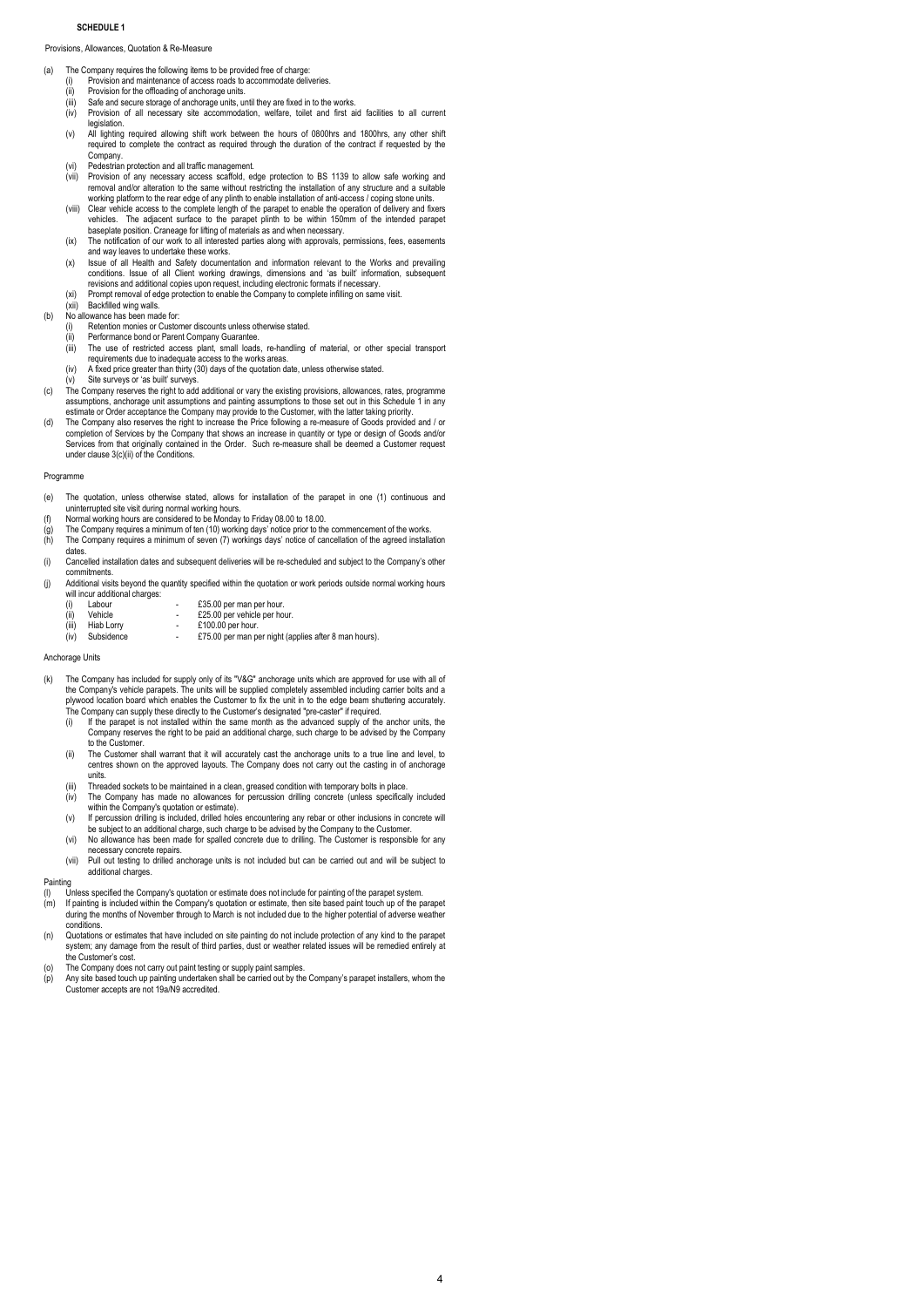**SCHEDULE 1**

Provisions, Allowances, Quotation & Re-Measure

(a) The Company requires the following items to be provided free of charge:
  (i) Provision and maintenance of access roads to accommodate deliveries.
  (ii) Provision for the offloading of anchorage units.
  (iii) Safe and secure storage of anchorage units, until they are fixed in to the works.
  (iv) Provision of all necessary site accommodation, welfare, toilet and first aid facilities to all current legislation.
  (v) All lighting required allowing shift work between the hours of 0800hrs and 1800hrs, any other shift required to complete the contract as required through the duration of the contract if requested by the Company.
  (vi) Pedestrian protection and all traffic management.
  (vii) Provision of any necessary access scaffold, edge protection to BS 1139 to allow safe working and removal and/or alteration to the same without restricting the installation of any structure and a suitable working platform to the rear edge of any plinth to enable installation of anti-access / coping stone units.
  (viii) Clear vehicle access to the complete length of the parapet to enable the operation of delivery and fixers vehicles. The adjacent surface to the parapet plinth to be within 150mm of the intended parapet baseplate position. Craneage for lifting of materials as and when necessary.
  (ix) The notification of our work to all interested parties along with approvals, permissions, fees, easements and way leaves to undertake these works.
  (x) Issue of all Health and Safety documentation and information relevant to the Works and prevailing conditions. Issue of all Client working drawings, dimensions and 'as built' information, subsequent revisions and additional copies upon request, including electronic formats if necessary.
  (xi) Prompt removal of edge protection to enable the Company to complete infilling on same visit.
  (xii) Backfilled wing walls.

(b) No allowance has been made for:
  (i) Retention monies or Customer discounts unless otherwise stated.
  (ii) Performance bond or Parent Company Guarantee.
  (iii) The use of restricted access plant, small loads, re-handling of material, or other special transport requirements due to inadequate access to the works areas.
  (iv) A fixed price greater than thirty (30) days of the quotation date, unless otherwise stated.
  (v) Site surveys or 'as built' surveys.

(c) The Company reserves the right to add additional or vary the existing provisions, allowances, rates, programme assumptions, anchorage unit assumptions and painting assumptions to those set out in this Schedule 1 in any estimate or Order acceptance the Company may provide to the Customer, with the latter taking priority.

(d) The Company also reserves the right to increase the Price following a re-measure of Goods provided and / or completion of Services by the Company that shows an increase in quantity or type or design of Goods and/or Services from that originally contained in the Order. Such re-measure shall be deemed a Customer request under clause 3(c)(ii) of the Conditions.

Programme

(e) The quotation, unless otherwise stated, allows for installation of the parapet in one (1) continuous and uninterrupted site visit during normal working hours.

(f) Normal working hours are considered to be Monday to Friday 08.00 to 18.00.

(g) The Company requires a minimum of ten (10) working days' notice prior to the commencement of the works.

(h) The Company requires a minimum of seven (7) workings days' notice of cancellation of the agreed installation dates.

(i) Cancelled installation dates and subsequent deliveries will be re-scheduled and subject to the Company's other commitments.

(j) Additional visits beyond the quantity specified within the quotation or work periods outside normal working hours will incur additional charges:
  (i) Labour - £35.00 per man per hour.
  (ii) Vehicle - £25.00 per vehicle per hour.
  (iii) Hiab Lorry - £100.00 per hour.
  (iv) Subsidence - £75.00 per man per night (applies after 8 man hours).

Anchorage Units

(k) The Company has included for supply only of its "V&G" anchorage units which are approved for use with all of the Company's vehicle parapets. The units will be supplied completely assembled including carrier bolts and a plywood location board which enables the Customer to fix the unit in to the edge beam shuttering accurately. The Company can supply these directly to the Customer's designated "pre-caster" if required.
  (i) If the parapet is not installed within the same month as the advanced supply of the anchor units, the Company reserves the right to be paid an additional charge, such charge to be advised by the Company to the Customer.
  (ii) The Customer shall warrant that it will accurately cast the anchorage units to a true line and level, to centres shown on the approved layouts. The Company does not carry out the casting in of anchorage units.
  (iii) Threaded sockets to be maintained in a clean, greased condition with temporary bolts in place.
  (iv) The Company has made no allowances for percussion drilling concrete (unless specifically included within the Company's quotation or estimate).
  (v) If percussion drilling is included, drilled holes encountering any rebar or other inclusions in concrete will be subject to an additional charge, such charge to be advised by the Company to the Customer.
  (vi) No allowance has been made for spalled concrete due to drilling. The Customer is responsible for any necessary concrete repairs.
  (vii) Pull out testing to drilled anchorage units is not included but can be carried out and will be subject to additional charges.

Painting

(l) Unless specified the Company's quotation or estimate does not include for painting of the parapet system.

(m) If painting is included within the Company's quotation or estimate, then site based paint touch up of the parapet during the months of November through to March is not included due to the higher potential of adverse weather conditions.

(n) Quotations or estimates that have included on site painting do not include protection of any kind to the parapet system; any damage from the result of third parties, dust or weather related issues will be remedied entirely at the Customer's cost.

(o) The Company does not carry out paint testing or supply paint samples.

(p) Any site based touch up painting undertaken shall be carried out by the Company's parapet installers, whom the Customer accepts are not 19a/N9 accredited.